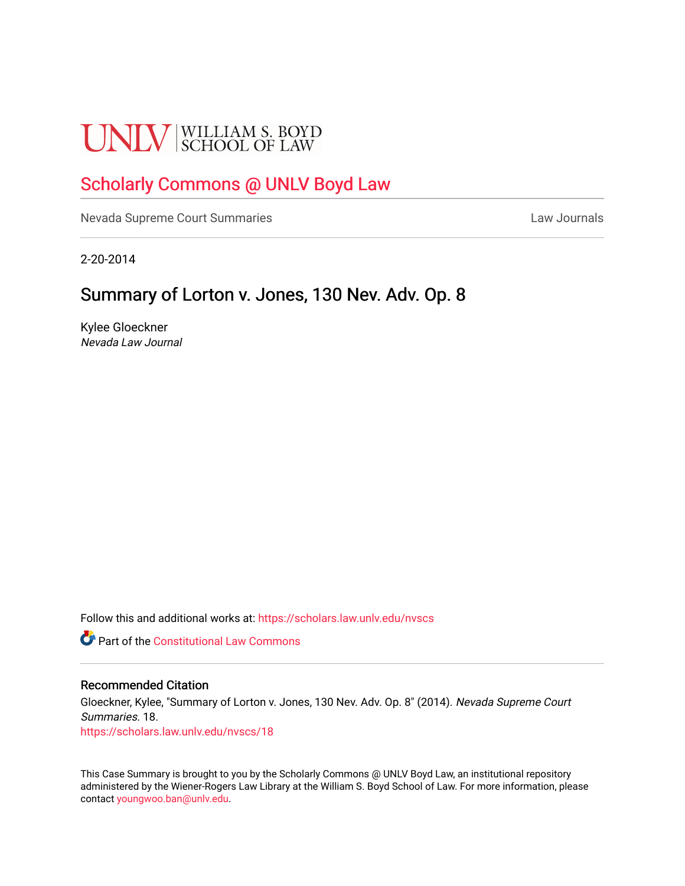UNLV | WILLIAM S. BOYD SCHOOL OF LAW

# Scholarly Commons @ UNLV Boyd Law

Nevada Supreme Court Summaries | Law Journals

2-20-2014

## Summary of Lorton v. Jones, 130 Nev. Adv. Op. 8

Kylee Gloeckner
*Nevada Law Journal*

Follow this and additional works at: https://scholars.law.unlv.edu/nvscs

Part of the Constitutional Law Commons

### Recommended Citation

Gloeckner, Kylee, "Summary of Lorton v. Jones, 130 Nev. Adv. Op. 8" (2014). *Nevada Supreme Court Summaries*. 18.
https://scholars.law.unlv.edu/nvscs/18

This Case Summary is brought to you by the Scholarly Commons @ UNLV Boyd Law, an institutional repository administered by the Wiener-Rogers Law Library at the William S. Boyd School of Law. For more information, please contact youngwoo.ban@unlv.edu.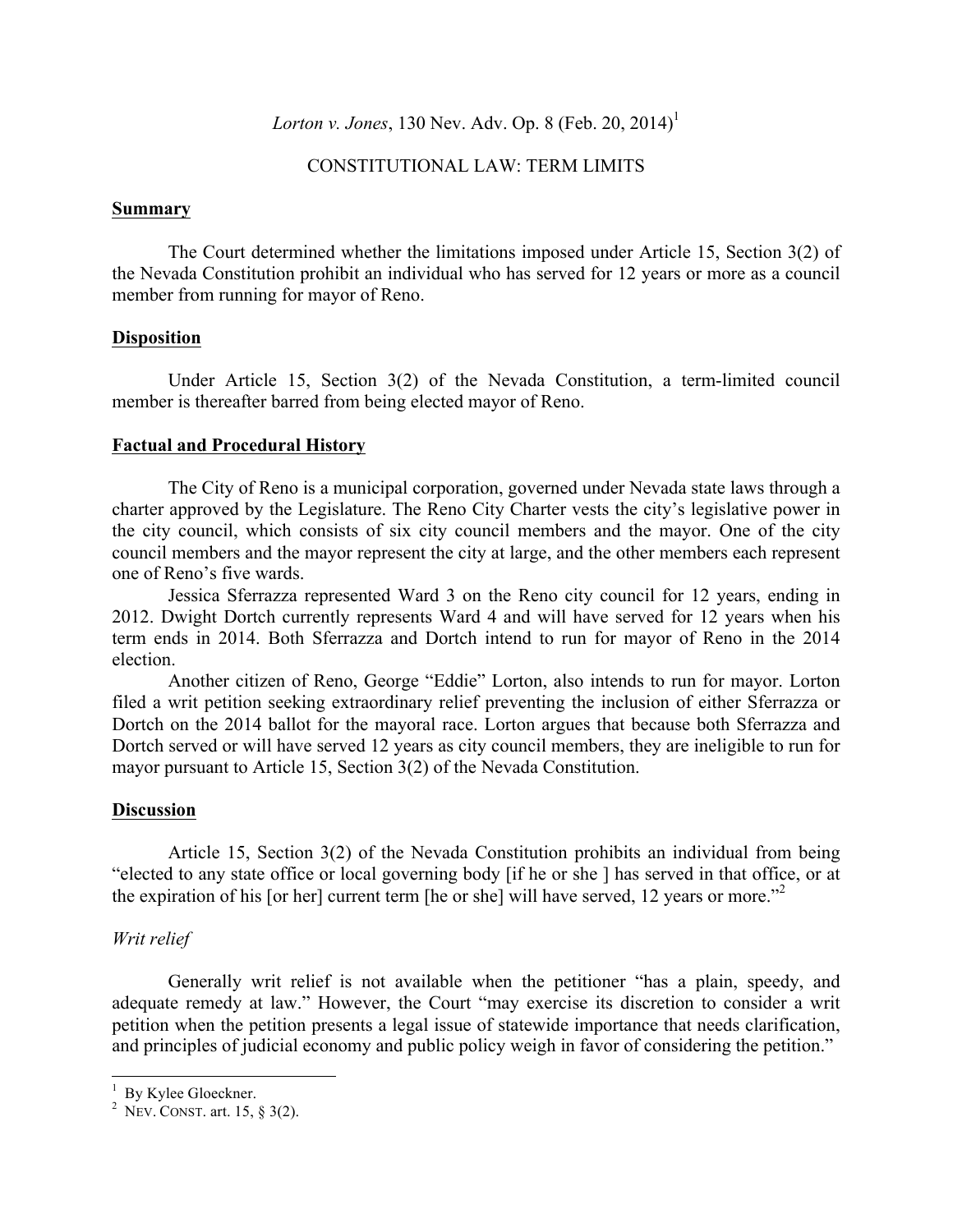*Lorton v. Jones*, 130 Nev. Adv. Op. 8 (Feb. 20, 2014)[1]

CONSTITUTIONAL LAW: TERM LIMITS

## Summary

The Court determined whether the limitations imposed under Article 15, Section 3(2) of the Nevada Constitution prohibit an individual who has served for 12 years or more as a council member from running for mayor of Reno.

## Disposition

Under Article 15, Section 3(2) of the Nevada Constitution, a term-limited council member is thereafter barred from being elected mayor of Reno.

## Factual and Procedural History

The City of Reno is a municipal corporation, governed under Nevada state laws through a charter approved by the Legislature. The Reno City Charter vests the city's legislative power in the city council, which consists of six city council members and the mayor. One of the city council members and the mayor represent the city at large, and the other members each represent one of Reno's five wards.

Jessica Sferrazza represented Ward 3 on the Reno city council for 12 years, ending in 2012. Dwight Dortch currently represents Ward 4 and will have served for 12 years when his term ends in 2014. Both Sferrazza and Dortch intend to run for mayor of Reno in the 2014 election.

Another citizen of Reno, George "Eddie" Lorton, also intends to run for mayor. Lorton filed a writ petition seeking extraordinary relief preventing the inclusion of either Sferrazza or Dortch on the 2014 ballot for the mayoral race. Lorton argues that because both Sferrazza and Dortch served or will have served 12 years as city council members, they are ineligible to run for mayor pursuant to Article 15, Section 3(2) of the Nevada Constitution.

## Discussion

Article 15, Section 3(2) of the Nevada Constitution prohibits an individual from being "elected to any state office or local governing body [if he or she ] has served in that office, or at the expiration of his [or her] current term [he or she] will have served, 12 years or more."[2]

### *Writ relief*

Generally writ relief is not available when the petitioner "has a plain, speedy, and adequate remedy at law." However, the Court "may exercise its discretion to consider a writ petition when the petition presents a legal issue of statewide importance that needs clarification, and principles of judicial economy and public policy weigh in favor of considering the petition."

---

[1] By Kylee Gloeckner.

[2] NEV. CONST. art. 15, § 3(2).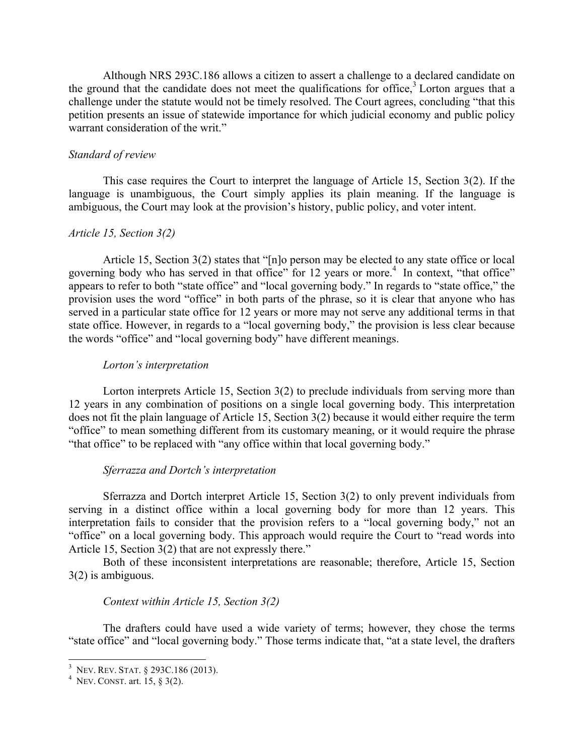Although NRS 293C.186 allows a citizen to assert a challenge to a declared candidate on the ground that the candidate does not meet the qualifications for office,[3] Lorton argues that a challenge under the statute would not be timely resolved. The Court agrees, concluding "that this petition presents an issue of statewide importance for which judicial economy and public policy warrant consideration of the writ."

*Standard of review*

This case requires the Court to interpret the language of Article 15, Section 3(2). If the language is unambiguous, the Court simply applies its plain meaning. If the language is ambiguous, the Court may look at the provision's history, public policy, and voter intent.

*Article 15, Section 3(2)*

Article 15, Section 3(2) states that "[n]o person may be elected to any state office or local governing body who has served in that office" for 12 years or more.[4] In context, "that office" appears to refer to both "state office" and "local governing body." In regards to "state office," the provision uses the word "office" in both parts of the phrase, so it is clear that anyone who has served in a particular state office for 12 years or more may not serve any additional terms in that state office. However, in regards to a "local governing body," the provision is less clear because the words "office" and "local governing body" have different meanings.

*Lorton's interpretation*

Lorton interprets Article 15, Section 3(2) to preclude individuals from serving more than 12 years in any combination of positions on a single local governing body. This interpretation does not fit the plain language of Article 15, Section 3(2) because it would either require the term "office" to mean something different from its customary meaning, or it would require the phrase "that office" to be replaced with "any office within that local governing body."

*Sferrazza and Dortch's interpretation*

Sferrazza and Dortch interpret Article 15, Section 3(2) to only prevent individuals from serving in a distinct office within a local governing body for more than 12 years. This interpretation fails to consider that the provision refers to a "local governing body," not an "office" on a local governing body. This approach would require the Court to "read words into Article 15, Section 3(2) that are not expressly there."

Both of these inconsistent interpretations are reasonable; therefore, Article 15, Section 3(2) is ambiguous.

*Context within Article 15, Section 3(2)*

The drafters could have used a wide variety of terms; however, they chose the terms "state office" and "local governing body." Those terms indicate that, "at a state level, the drafters

---

[3] NEV. REV. STAT. § 293C.186 (2013).

[4] NEV. CONST. art. 15, § 3(2).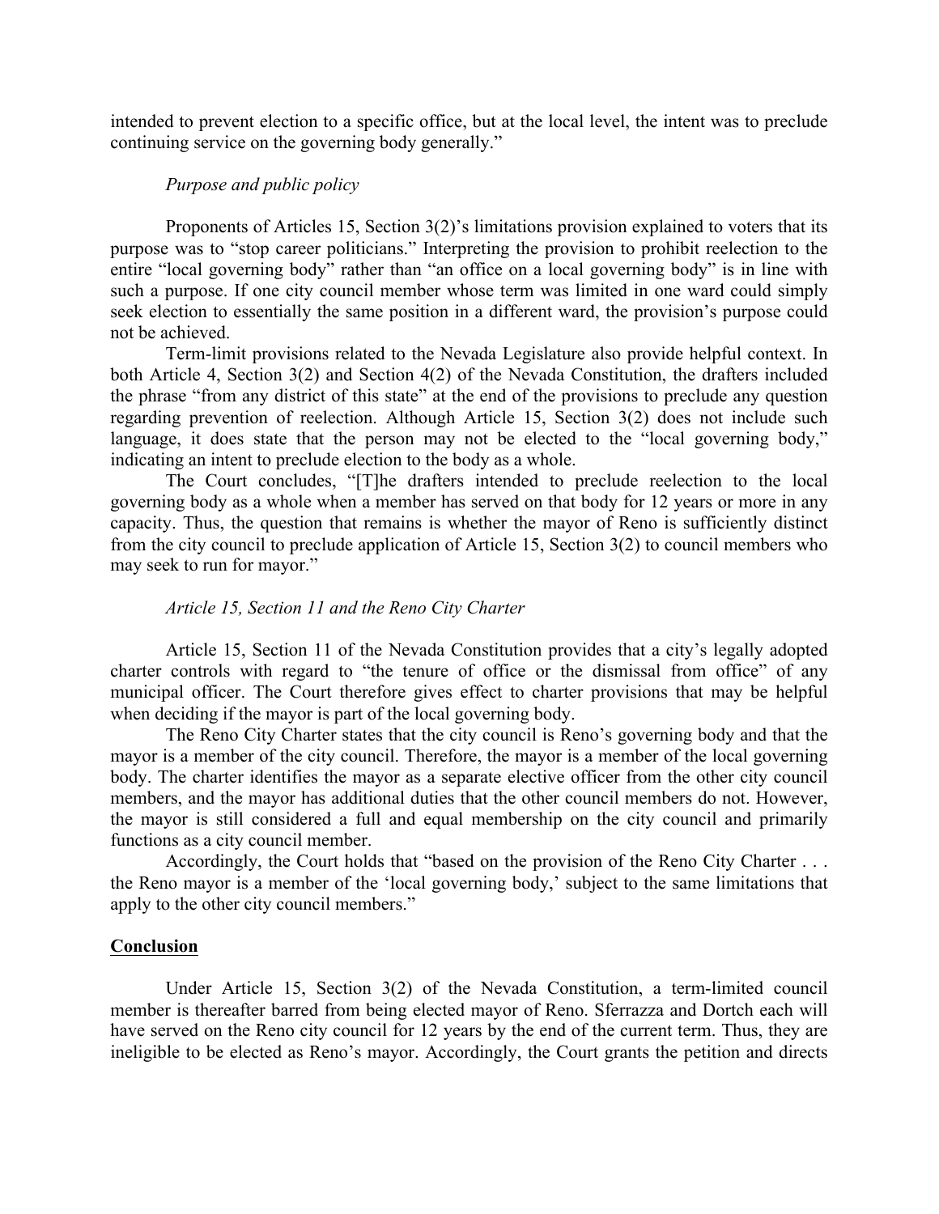intended to prevent election to a specific office, but at the local level, the intent was to preclude continuing service on the governing body generally."

*Purpose and public policy*

Proponents of Articles 15, Section 3(2)'s limitations provision explained to voters that its purpose was to "stop career politicians." Interpreting the provision to prohibit reelection to the entire "local governing body" rather than "an office on a local governing body" is in line with such a purpose. If one city council member whose term was limited in one ward could simply seek election to essentially the same position in a different ward, the provision's purpose could not be achieved.

Term-limit provisions related to the Nevada Legislature also provide helpful context. In both Article 4, Section 3(2) and Section 4(2) of the Nevada Constitution, the drafters included the phrase "from any district of this state" at the end of the provisions to preclude any question regarding prevention of reelection. Although Article 15, Section 3(2) does not include such language, it does state that the person may not be elected to the "local governing body," indicating an intent to preclude election to the body as a whole.

The Court concludes, "[T]he drafters intended to preclude reelection to the local governing body as a whole when a member has served on that body for 12 years or more in any capacity. Thus, the question that remains is whether the mayor of Reno is sufficiently distinct from the city council to preclude application of Article 15, Section 3(2) to council members who may seek to run for mayor."

*Article 15, Section 11 and the Reno City Charter*

Article 15, Section 11 of the Nevada Constitution provides that a city's legally adopted charter controls with regard to "the tenure of office or the dismissal from office" of any municipal officer. The Court therefore gives effect to charter provisions that may be helpful when deciding if the mayor is part of the local governing body.

The Reno City Charter states that the city council is Reno's governing body and that the mayor is a member of the city council. Therefore, the mayor is a member of the local governing body. The charter identifies the mayor as a separate elective officer from the other city council members, and the mayor has additional duties that the other council members do not. However, the mayor is still considered a full and equal membership on the city council and primarily functions as a city council member.

Accordingly, the Court holds that "based on the provision of the Reno City Charter . . . the Reno mayor is a member of the 'local governing body,' subject to the same limitations that apply to the other city council members."

**Conclusion**

Under Article 15, Section 3(2) of the Nevada Constitution, a term-limited council member is thereafter barred from being elected mayor of Reno. Sferrazza and Dortch each will have served on the Reno city council for 12 years by the end of the current term. Thus, they are ineligible to be elected as Reno's mayor. Accordingly, the Court grants the petition and directs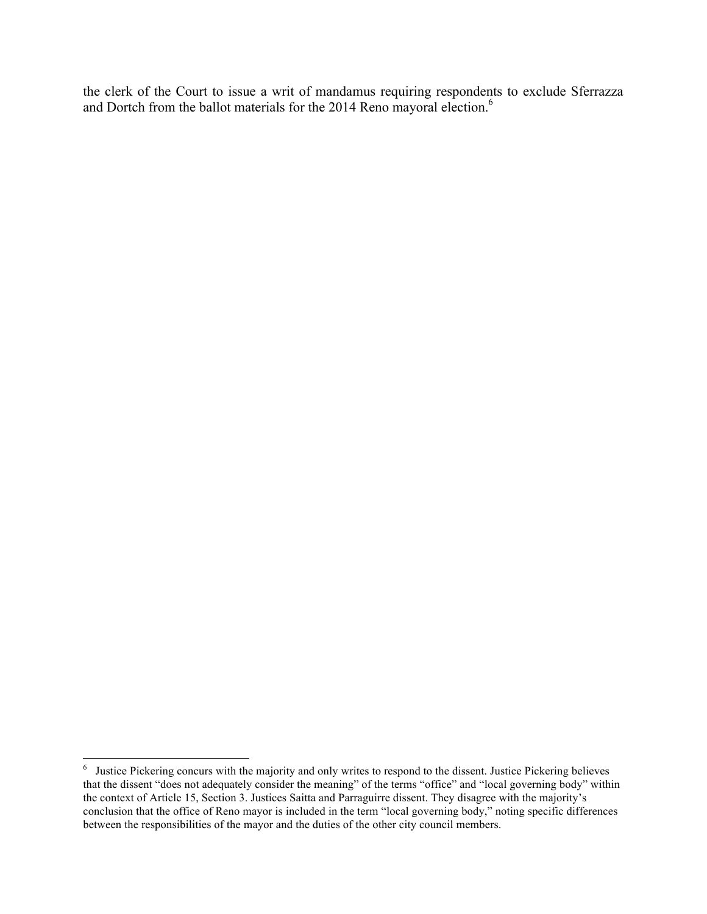the clerk of the Court to issue a writ of mandamus requiring respondents to exclude Sferrazza and Dortch from the ballot materials for the 2014 Reno mayoral election.[6]

[6] Justice Pickering concurs with the majority and only writes to respond to the dissent. Justice Pickering believes that the dissent "does not adequately consider the meaning" of the terms "office" and "local governing body" within the context of Article 15, Section 3. Justices Saitta and Parraguirre dissent. They disagree with the majority's conclusion that the office of Reno mayor is included in the term "local governing body," noting specific differences between the responsibilities of the mayor and the duties of the other city council members.